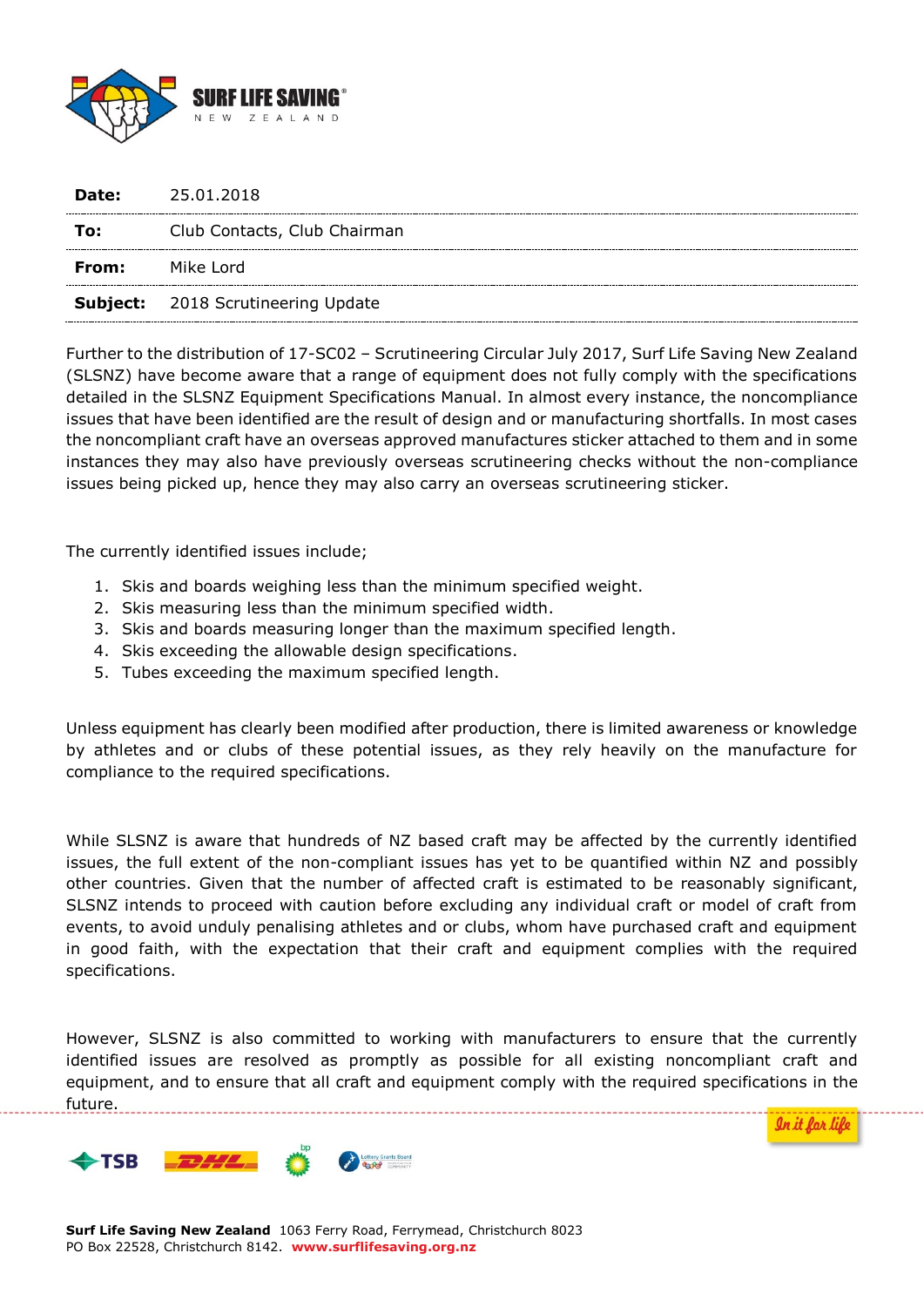| | |
|---|---|
| **Date:** | 25.01.2018 |
| **To:** | Club Contacts, Club Chairman |
| **From:** | Mike Lord |
| **Subject:** | 2018 Scrutineering Update |

Further to the distribution of 17-SC02 – Scrutineering Circular July 2017, Surf Life Saving New Zealand (SLSNZ) have become aware that a range of equipment does not fully comply with the specifications detailed in the SLSNZ Equipment Specifications Manual. In almost every instance, the noncompliance issues that have been identified are the result of design and or manufacturing shortfalls. In most cases the noncompliant craft have an overseas approved manufactures sticker attached to them and in some instances they may also have previously overseas scrutineering checks without the non-compliance issues being picked up, hence they may also carry an overseas scrutineering sticker.

The currently identified issues include;

1. Skis and boards weighing less than the minimum specified weight.
2. Skis measuring less than the minimum specified width.
3. Skis and boards measuring longer than the maximum specified length.
4. Skis exceeding the allowable design specifications.
5. Tubes exceeding the maximum specified length.

Unless equipment has clearly been modified after production, there is limited awareness or knowledge by athletes and or clubs of these potential issues, as they rely heavily on the manufacture for compliance to the required specifications.

While SLSNZ is aware that hundreds of NZ based craft may be affected by the currently identified issues, the full extent of the non-compliant issues has yet to be quantified within NZ and possibly other countries. Given that the number of affected craft is estimated to be reasonably significant, SLSNZ intends to proceed with caution before excluding any individual craft or model of craft from events, to avoid unduly penalising athletes and or clubs, whom have purchased craft and equipment in good faith, with the expectation that their craft and equipment complies with the required specifications.

However, SLSNZ is also committed to working with manufacturers to ensure that the currently identified issues are resolved as promptly as possible for all existing noncompliant craft and equipment, and to ensure that all craft and equipment comply with the required specifications in the future.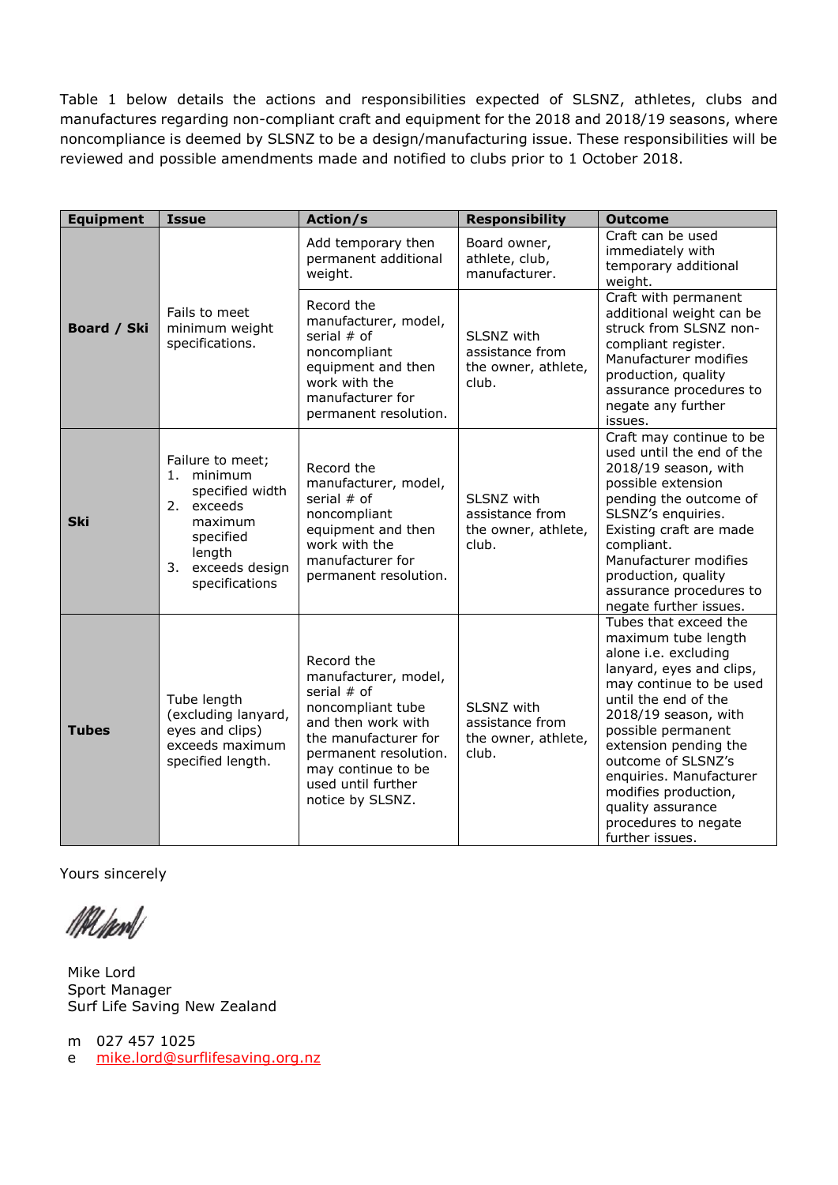Table 1 below details the actions and responsibilities expected of SLSNZ, athletes, clubs and manufactures regarding non-compliant craft and equipment for the 2018 and 2018/19 seasons, where noncompliance is deemed by SLSNZ to be a design/manufacturing issue. These responsibilities will be reviewed and possible amendments made and notified to clubs prior to 1 October 2018.

| Equipment | Issue | Action/s | Responsibility | Outcome |
|---|---|---|---|---|
| **Board / Ski** | Fails to meet minimum weight specifications. | Add temporary then permanent additional weight. | Board owner, athlete, club, manufacturer. | Craft can be used immediately with temporary additional weight. |
| | | Record the manufacturer, model, serial # of noncompliant equipment and then work with the manufacturer for permanent resolution. | SLSNZ with assistance from the owner, athlete, club. | Craft with permanent additional weight can be struck from SLSNZ non-compliant register. Manufacturer modifies production, quality assurance procedures to negate any further issues. |
| **Ski** | Failure to meet; 1. minimum specified width 2. exceeds maximum specified length 3. exceeds design specifications | Record the manufacturer, model, serial # of noncompliant equipment and then work with the manufacturer for permanent resolution. | SLSNZ with assistance from the owner, athlete, club. | Craft may continue to be used until the end of the 2018/19 season, with possible extension pending the outcome of SLSNZ's enquiries. Existing craft are made compliant. Manufacturer modifies production, quality assurance procedures to negate further issues. |
| **Tubes** | Tube length (excluding lanyard, eyes and clips) exceeds maximum specified length. | Record the manufacturer, model, serial # of noncompliant tube and then work with the manufacturer for permanent resolution. may continue to be used until further notice by SLSNZ. | SLSNZ with assistance from the owner, athlete, club. | Tubes that exceed the maximum tube length alone i.e. excluding lanyard, eyes and clips, may continue to be used until the end of the 2018/19 season, with possible permanent extension pending the outcome of SLSNZ's enquiries. Manufacturer modifies production, quality assurance procedures to negate further issues. |

Yours sincerely

Mike Lord
Sport Manager
Surf Life Saving New Zealand

m 027 457 1025
e mike.lord@surflifesaving.org.nz